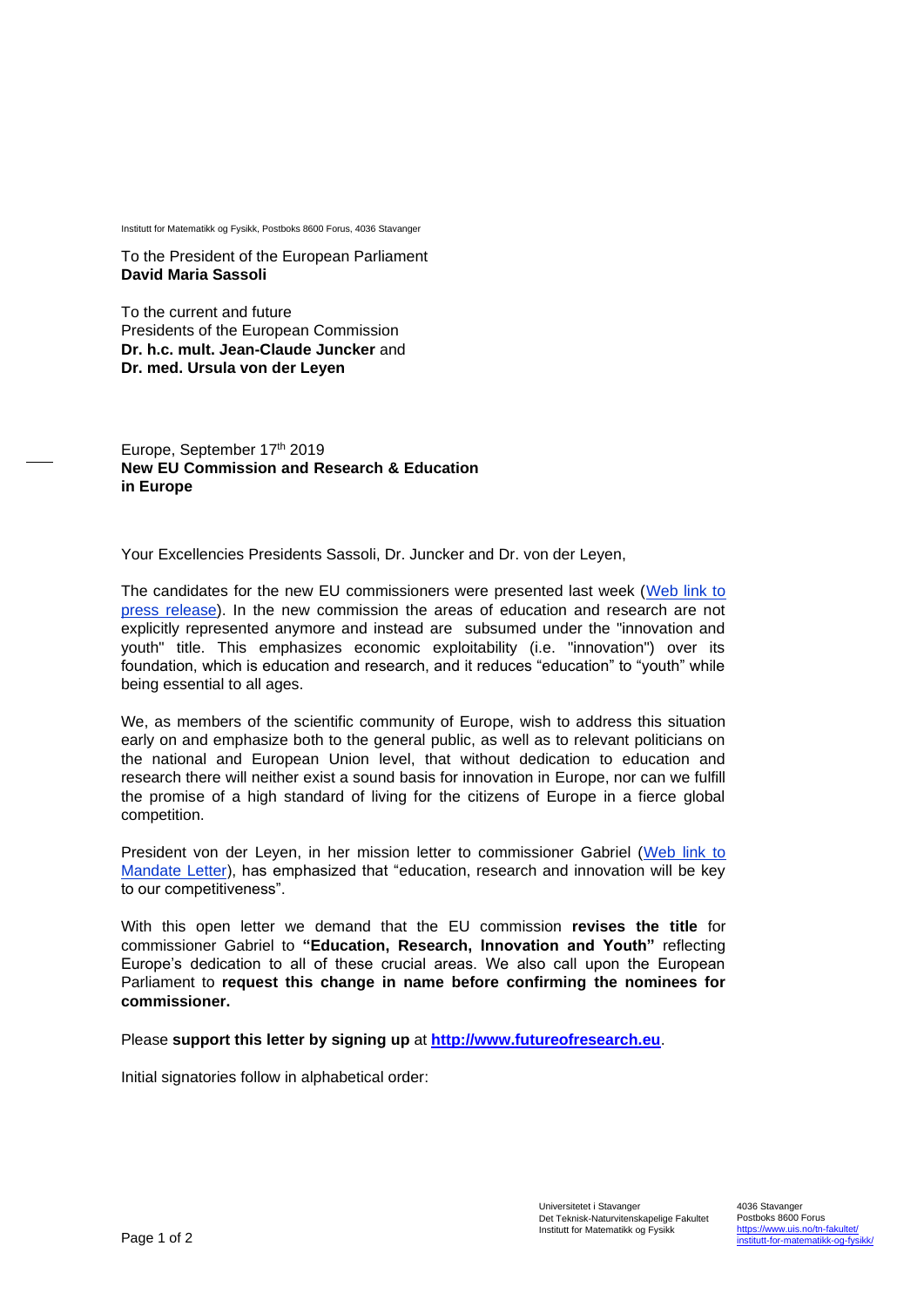Institutt for Matematikk og Fysikk, Postboks 8600 Forus, 4036 Stavanger

To the President of the European Parliament
**David Maria Sassoli**

To the current and future
Presidents of the European Commission
**Dr. h.c. mult. Jean-Claude Juncker** and
**Dr. med. Ursula von der Leyen**

Europe, September 17th 2019
**New EU Commission and Research & Education in Europe**

Your Excellencies Presidents Sassoli, Dr. Juncker and Dr. von der Leyen,

The candidates for the new EU commissioners were presented last week (Web link to press release). In the new commission the areas of education and research are not explicitly represented anymore and instead are subsumed under the "innovation and youth" title. This emphasizes economic exploitability (i.e. "innovation") over its foundation, which is education and research, and it reduces "education" to "youth" while being essential to all ages.

We, as members of the scientific community of Europe, wish to address this situation early on and emphasize both to the general public, as well as to relevant politicians on the national and European Union level, that without dedication to education and research there will neither exist a sound basis for innovation in Europe, nor can we fulfill the promise of a high standard of living for the citizens of Europe in a fierce global competition.

President von der Leyen, in her mission letter to commissioner Gabriel (Web link to Mandate Letter), has emphasized that "education, research and innovation will be key to our competitiveness".

With this open letter we demand that the EU commission **revises the title** for commissioner Gabriel to **"Education, Research, Innovation and Youth"** reflecting Europe's dedication to all of these crucial areas. We also call upon the European Parliament to **request this change in name before confirming the nominees for commissioner.**

Please **support this letter by signing up** at **http://www.futureofresearch.eu**.

Initial signatories follow in alphabetical order:

Universitetet i Stavanger
Det Teknisk-Naturvitenskapelige Fakultet
Institutt for Matematikk og Fysikk

4036 Stavanger
Postboks 8600 Forus
https://www.uis.no/tn-fakultet/institutt-for-matematikk-og-fysikk/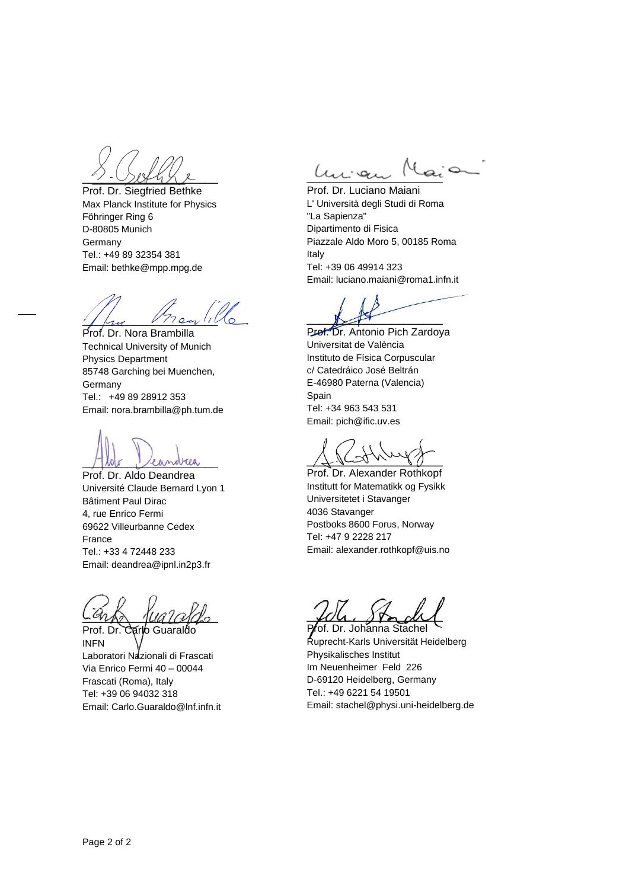Prof. Dr. Siegfried Bethke
Max Planck Institute for Physics
Föhringer Ring 6
D-80805 Munich
Germany
Tel.: +49 89 32354 381
Email: bethke@mpp.mpg.de

Prof. Dr. Luciano Maiani
L' Università degli Studi di Roma
"La Sapienza"
Dipartimento di Fisica
Piazzale Aldo Moro 5, 00185 Roma
Italy
Tel: +39 06 49914 323
Email: luciano.maiani@roma1.infn.it

Prof. Dr. Nora Brambilla
Technical University of Munich
Physics Department
85748 Garching bei Muenchen,
Germany
Tel.: +49 89 28912 353
Email: nora.brambilla@ph.tum.de

Prof. Dr. Antonio Pich Zardoya
Universitat de València
Instituto de Física Corpuscular
c/ Catedráico José Beltrán
E-46980 Paterna (Valencia)
Spain
Tel: +34 963 543 531
Email: pich@ific.uv.es

Prof. Dr. Aldo Deandrea
Université Claude Bernard Lyon 1
Bâtiment Paul Dirac
4, rue Enrico Fermi
69622 Villeurbanne Cedex
France
Tel.: +33 4 72448 233
Email: deandrea@ipnl.in2p3.fr

Prof. Dr. Alexander Rothkopf
Institutt for Matematikk og Fysikk
Universitetet i Stavanger
4036 Stavanger
Postboks 8600 Forus, Norway
Tel: +47 9 2228 217
Email: alexander.rothkopf@uis.no

Prof. Dr. Carlo Guaraldo
INFN
Laboratori Nazionali di Frascati
Via Enrico Fermi 40 – 00044
Frascati (Roma), Italy
Tel: +39 06 94032 318
Email: Carlo.Guaraldo@lnf.infn.it

Prof. Dr. Johanna Stachel
Ruprecht-Karls Universität Heidelberg
Physikalisches Institut
Im Neuenheimer Feld 226
D-69120 Heidelberg, Germany
Tel.: +49 6221 54 19501
Email: stachel@physi.uni-heidelberg.de